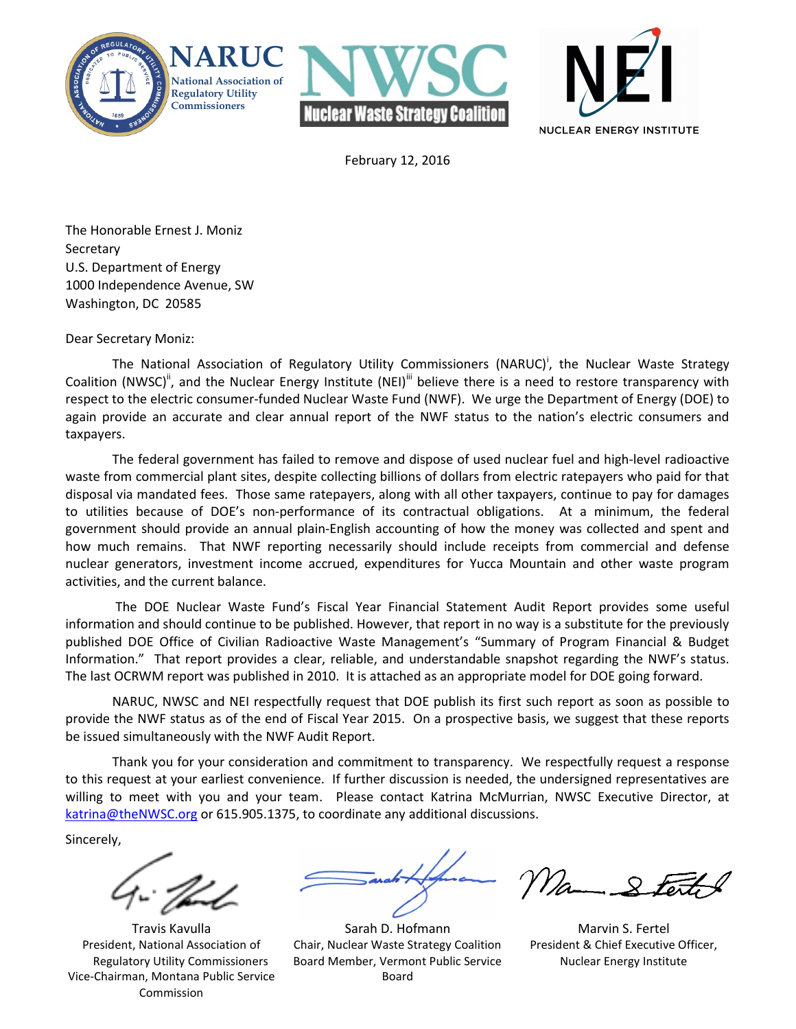February 12, 2016

The Honorable Ernest J. Moniz
Secretary
U.S. Department of Energy
1000 Independence Avenue, SW
Washington, DC 20585

Dear Secretary Moniz:

The National Association of Regulatory Utility Commissioners (NARUC)[i], the Nuclear Waste Strategy Coalition (NWSC)[ii], and the Nuclear Energy Institute (NEI)[iii] believe there is a need to restore transparency with respect to the electric consumer-funded Nuclear Waste Fund (NWF). We urge the Department of Energy (DOE) to again provide an accurate and clear annual report of the NWF status to the nation's electric consumers and taxpayers.

The federal government has failed to remove and dispose of used nuclear fuel and high-level radioactive waste from commercial plant sites, despite collecting billions of dollars from electric ratepayers who paid for that disposal via mandated fees. Those same ratepayers, along with all other taxpayers, continue to pay for damages to utilities because of DOE's non-performance of its contractual obligations. At a minimum, the federal government should provide an annual plain-English accounting of how the money was collected and spent and how much remains. That NWF reporting necessarily should include receipts from commercial and defense nuclear generators, investment income accrued, expenditures for Yucca Mountain and other waste program activities, and the current balance.

The DOE Nuclear Waste Fund's Fiscal Year Financial Statement Audit Report provides some useful information and should continue to be published. However, that report in no way is a substitute for the previously published DOE Office of Civilian Radioactive Waste Management's "Summary of Program Financial & Budget Information." That report provides a clear, reliable, and understandable snapshot regarding the NWF's status. The last OCRWM report was published in 2010. It is attached as an appropriate model for DOE going forward.

NARUC, NWSC and NEI respectfully request that DOE publish its first such report as soon as possible to provide the NWF status as of the end of Fiscal Year 2015. On a prospective basis, we suggest that these reports be issued simultaneously with the NWF Audit Report.

Thank you for your consideration and commitment to transparency. We respectfully request a response to this request at your earliest convenience. If further discussion is needed, the undersigned representatives are willing to meet with you and your team. Please contact Katrina McMurrian, NWSC Executive Director, at katrina@theNWSC.org or 615.905.1375, to coordinate any additional discussions.

Sincerely,

Travis Kavulla
President, National Association of Regulatory Utility Commissioners
Vice-Chairman, Montana Public Service Commission

Sarah D. Hofmann
Chair, Nuclear Waste Strategy Coalition
Board Member, Vermont Public Service Board

Marvin S. Fertel
President & Chief Executive Officer,
Nuclear Energy Institute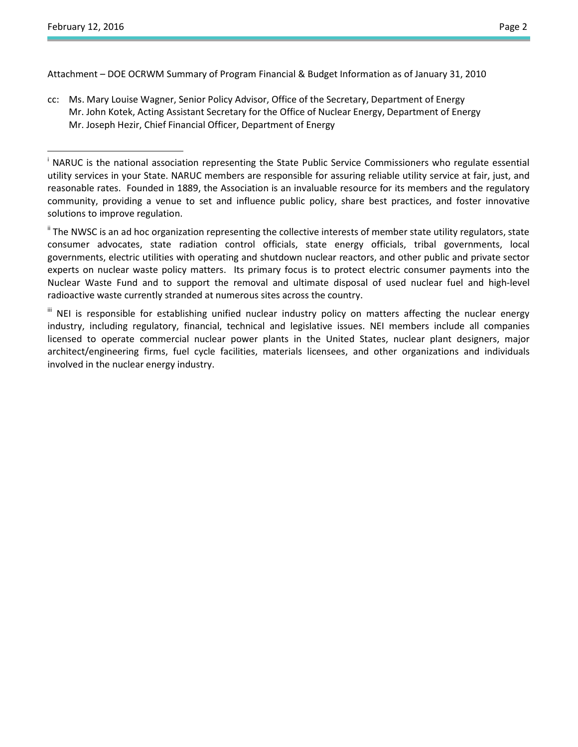Attachment – DOE OCRWM Summary of Program Financial & Budget Information as of January 31, 2010

cc: Ms. Mary Louise Wagner, Senior Policy Advisor, Office of the Secretary, Department of Energy
Mr. John Kotek, Acting Assistant Secretary for the Office of Nuclear Energy, Department of Energy
Mr. Joseph Hezir, Chief Financial Officer, Department of Energy

---

[i] NARUC is the national association representing the State Public Service Commissioners who regulate essential utility services in your State. NARUC members are responsible for assuring reliable utility service at fair, just, and reasonable rates. Founded in 1889, the Association is an invaluable resource for its members and the regulatory community, providing a venue to set and influence public policy, share best practices, and foster innovative solutions to improve regulation.

[ii] The NWSC is an ad hoc organization representing the collective interests of member state utility regulators, state consumer advocates, state radiation control officials, state energy officials, tribal governments, local governments, electric utilities with operating and shutdown nuclear reactors, and other public and private sector experts on nuclear waste policy matters. Its primary focus is to protect electric consumer payments into the Nuclear Waste Fund and to support the removal and ultimate disposal of used nuclear fuel and high-level radioactive waste currently stranded at numerous sites across the country.

[iii] NEI is responsible for establishing unified nuclear industry policy on matters affecting the nuclear energy industry, including regulatory, financial, technical and legislative issues. NEI members include all companies licensed to operate commercial nuclear power plants in the United States, nuclear plant designers, major architect/engineering firms, fuel cycle facilities, materials licensees, and other organizations and individuals involved in the nuclear energy industry.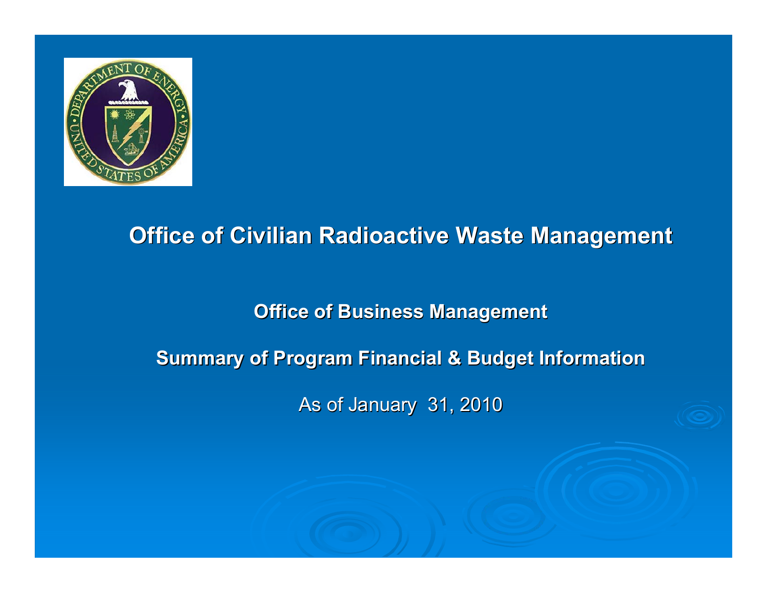# Office of Civilian Radioactive Waste Management

## Office of Business Management

## Summary of Program Financial & Budget Information

As of January 31, 2010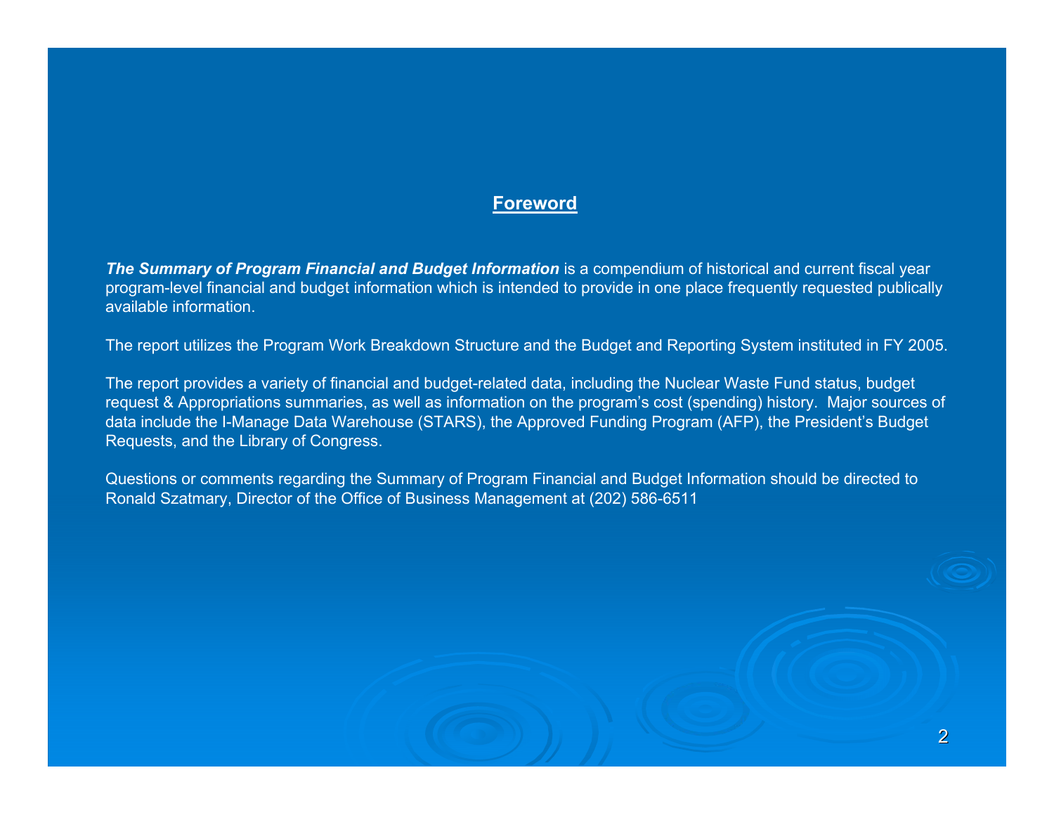## Foreword

***The Summary of Program Financial and Budget Information*** is a compendium of historical and current fiscal year program-level financial and budget information which is intended to provide in one place frequently requested publically available information.

The report utilizes the Program Work Breakdown Structure and the Budget and Reporting System instituted in FY 2005.

The report provides a variety of financial and budget-related data, including the Nuclear Waste Fund status, budget request & Appropriations summaries, as well as information on the program's cost (spending) history. Major sources of data include the I-Manage Data Warehouse (STARS), the Approved Funding Program (AFP), the President's Budget Requests, and the Library of Congress.

Questions or comments regarding the Summary of Program Financial and Budget Information should be directed to Ronald Szatmary, Director of the Office of Business Management at (202) 586-6511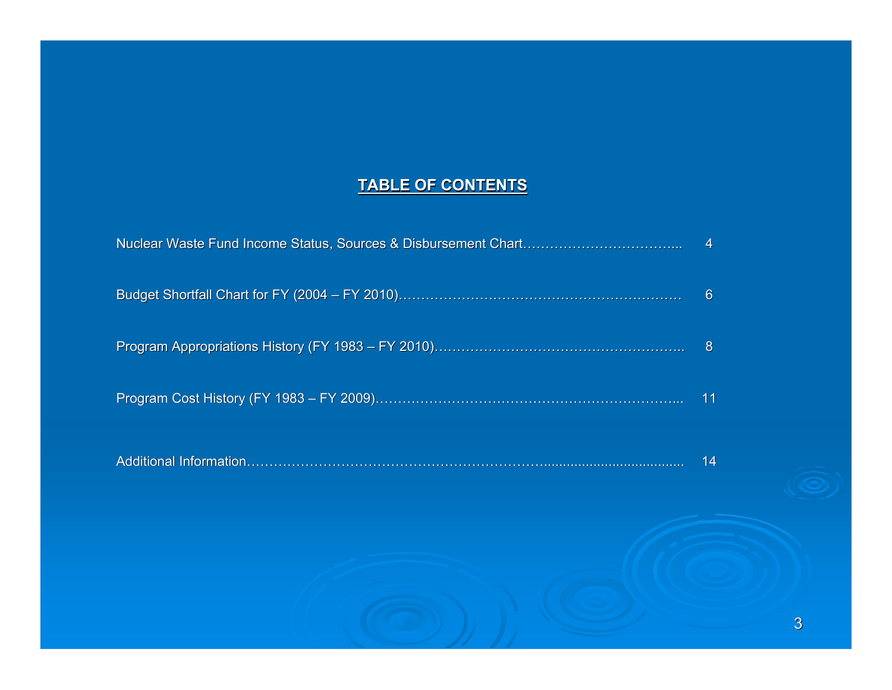# TABLE OF CONTENTS

| | |
|---|---|
| Nuclear Waste Fund Income Status, Sources & Disbursement Chart…………………………….. | 4 |
| Budget Shortfall Chart for FY (2004 – FY 2010)……………………………………………………… | 6 |
| Program Appropriations History (FY 1983 – FY 2010)……………………………………………….. | 8 |
| Program Cost History (FY 1983 – FY 2009)…………………………………………………………... | 11 |
| Additional Information…………………………………………………………................................... | 14 |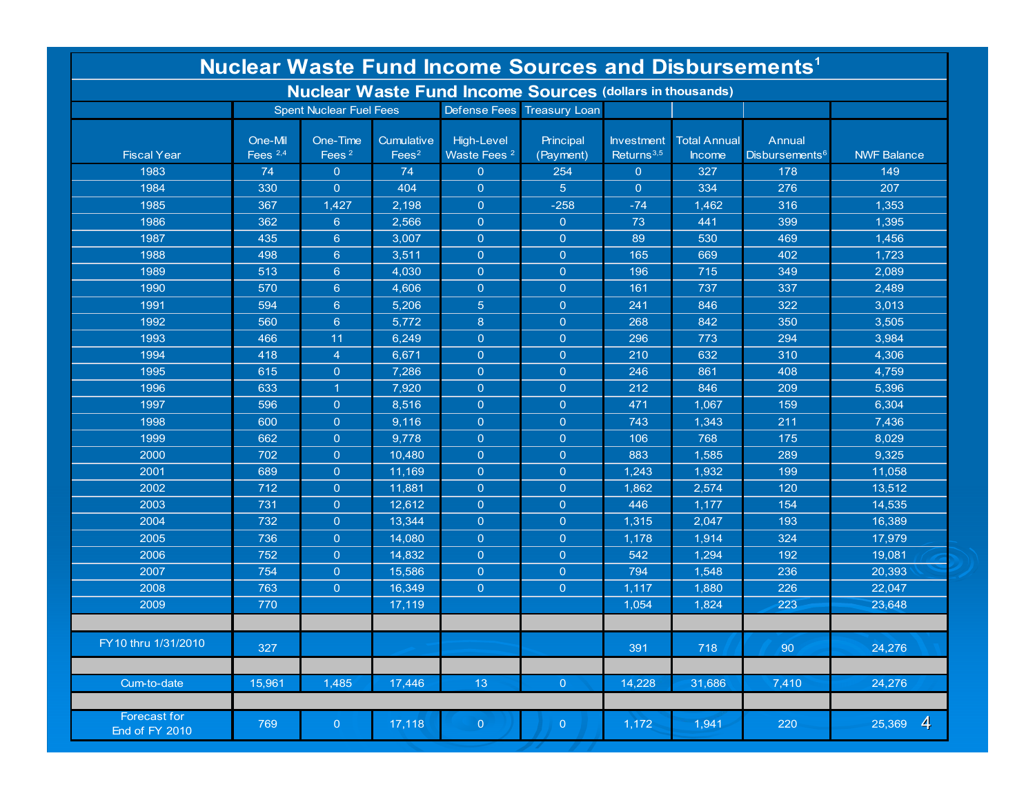# Nuclear Waste Fund Income Sources and Disbursements[1]

## Nuclear Waste Fund Income Sources (dollars in thousands)

| | Spent Nuclear Fuel Fees | | | Defense Fees | Treasury Loan | | | | |
|---|---|---|---|---|---|---|---|---|---|
| Fiscal Year | One-Mil Fees [2,4] | One-Time Fees [2] | Cumulative Fees[2] | High-Level Waste Fees [2] | Principal (Payment) | Investment Returns[3,5] | Total Annual Income | Annual Disbursements[6] | NWF Balance |
| 1983 | 74 | 0 | 74 | 0 | 254 | 0 | 327 | 178 | 149 |
| 1984 | 330 | 0 | 404 | 0 | 5 | 0 | 334 | 276 | 207 |
| 1985 | 367 | 1,427 | 2,198 | 0 | -258 | -74 | 1,462 | 316 | 1,353 |
| 1986 | 362 | 6 | 2,566 | 0 | 0 | 73 | 441 | 399 | 1,395 |
| 1987 | 435 | 6 | 3,007 | 0 | 0 | 89 | 530 | 469 | 1,456 |
| 1988 | 498 | 6 | 3,511 | 0 | 0 | 165 | 669 | 402 | 1,723 |
| 1989 | 513 | 6 | 4,030 | 0 | 0 | 196 | 715 | 349 | 2,089 |
| 1990 | 570 | 6 | 4,606 | 0 | 0 | 161 | 737 | 337 | 2,489 |
| 1991 | 594 | 6 | 5,206 | 5 | 0 | 241 | 846 | 322 | 3,013 |
| 1992 | 560 | 6 | 5,772 | 8 | 0 | 268 | 842 | 350 | 3,505 |
| 1993 | 466 | 11 | 6,249 | 0 | 0 | 296 | 773 | 294 | 3,984 |
| 1994 | 418 | 4 | 6,671 | 0 | 0 | 210 | 632 | 310 | 4,306 |
| 1995 | 615 | 0 | 7,286 | 0 | 0 | 246 | 861 | 408 | 4,759 |
| 1996 | 633 | 1 | 7,920 | 0 | 0 | 212 | 846 | 209 | 5,396 |
| 1997 | 596 | 0 | 8,516 | 0 | 0 | 471 | 1,067 | 159 | 6,304 |
| 1998 | 600 | 0 | 9,116 | 0 | 0 | 743 | 1,343 | 211 | 7,436 |
| 1999 | 662 | 0 | 9,778 | 0 | 0 | 106 | 768 | 175 | 8,029 |
| 2000 | 702 | 0 | 10,480 | 0 | 0 | 883 | 1,585 | 289 | 9,325 |
| 2001 | 689 | 0 | 11,169 | 0 | 0 | 1,243 | 1,932 | 199 | 11,058 |
| 2002 | 712 | 0 | 11,881 | 0 | 0 | 1,862 | 2,574 | 120 | 13,512 |
| 2003 | 731 | 0 | 12,612 | 0 | 0 | 446 | 1,177 | 154 | 14,535 |
| 2004 | 732 | 0 | 13,344 | 0 | 0 | 1,315 | 2,047 | 193 | 16,389 |
| 2005 | 736 | 0 | 14,080 | 0 | 0 | 1,178 | 1,914 | 324 | 17,979 |
| 2006 | 752 | 0 | 14,832 | 0 | 0 | 542 | 1,294 | 192 | 19,081 |
| 2007 | 754 | 0 | 15,586 | 0 | 0 | 794 | 1,548 | 236 | 20,393 |
| 2008 | 763 | 0 | 16,349 | 0 | 0 | 1,117 | 1,880 | 226 | 22,047 |
| 2009 | 770 | | 17,119 | | | 1,054 | 1,824 | 223 | 23,648 |
| | | | | | | | | | |
| FY10 thru 1/31/2010 | 327 | | | | | 391 | 718 | 90 | 24,276 |
| | | | | | | | | | |
| Cum-to-date | 15,961 | 1,485 | 17,446 | 13 | 0 | 14,228 | 31,686 | 7,410 | 24,276 |
| | | | | | | | | | |
| Forecast for End of FY 2010 | 769 | 0 | 17,118 | 0 | 0 | 1,172 | 1,941 | 220 | 25,369 |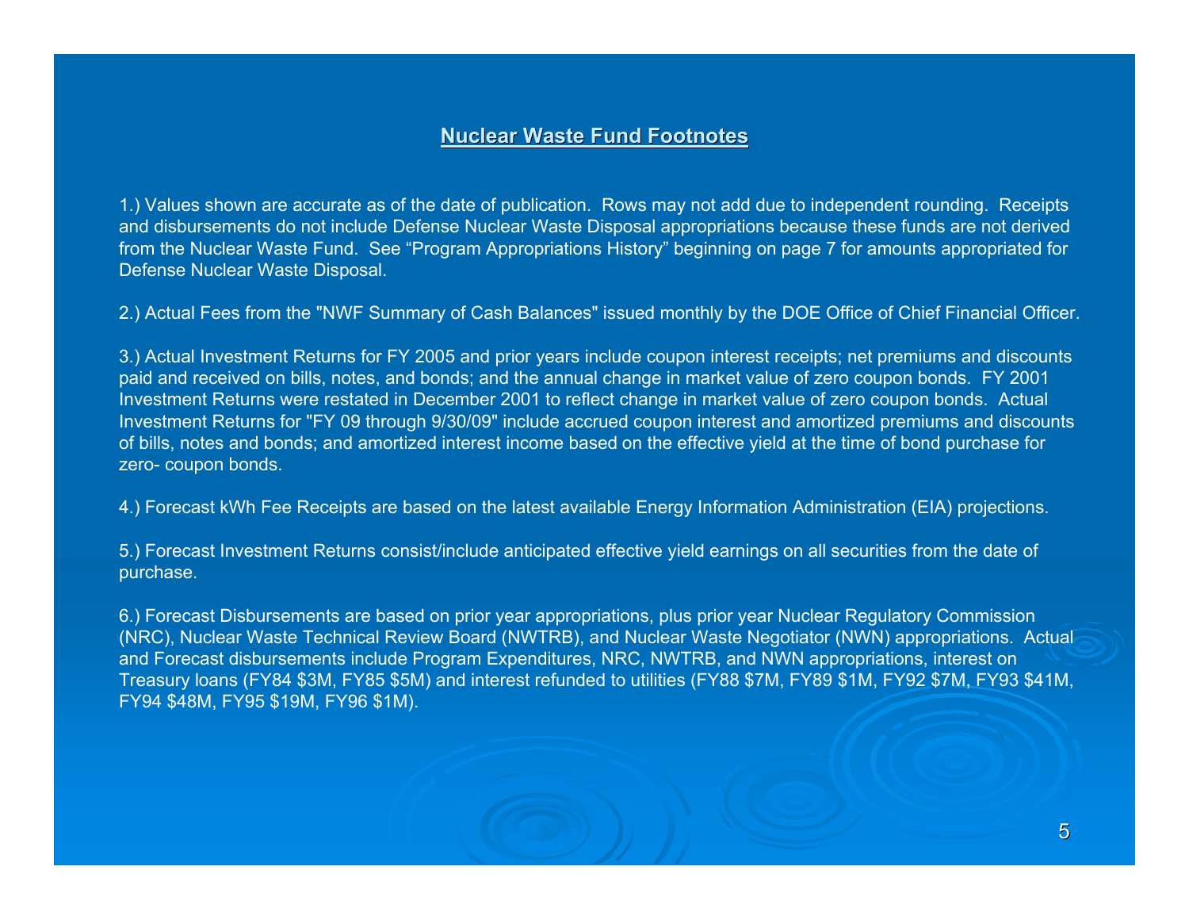## Nuclear Waste Fund Footnotes

1.) Values shown are accurate as of the date of publication. Rows may not add due to independent rounding. Receipts and disbursements do not include Defense Nuclear Waste Disposal appropriations because these funds are not derived from the Nuclear Waste Fund. See "Program Appropriations History" beginning on page 7 for amounts appropriated for Defense Nuclear Waste Disposal.

2.) Actual Fees from the "NWF Summary of Cash Balances" issued monthly by the DOE Office of Chief Financial Officer.

3.) Actual Investment Returns for FY 2005 and prior years include coupon interest receipts; net premiums and discounts paid and received on bills, notes, and bonds; and the annual change in market value of zero coupon bonds. FY 2001 Investment Returns were restated in December 2001 to reflect change in market value of zero coupon bonds. Actual Investment Returns for "FY 09 through 9/30/09" include accrued coupon interest and amortized premiums and discounts of bills, notes and bonds; and amortized interest income based on the effective yield at the time of bond purchase for zero- coupon bonds.

4.) Forecast kWh Fee Receipts are based on the latest available Energy Information Administration (EIA) projections.

5.) Forecast Investment Returns consist/include anticipated effective yield earnings on all securities from the date of purchase.

6.) Forecast Disbursements are based on prior year appropriations, plus prior year Nuclear Regulatory Commission (NRC), Nuclear Waste Technical Review Board (NWTRB), and Nuclear Waste Negotiator (NWN) appropriations. Actual and Forecast disbursements include Program Expenditures, NRC, NWTRB, and NWN appropriations, interest on Treasury loans (FY84 $3M, FY85 $5M) and interest refunded to utilities (FY88 $7M, FY89 $1M, FY92 $7M, FY93 $41M, FY94 $48M, FY95 $19M, FY96 $1M).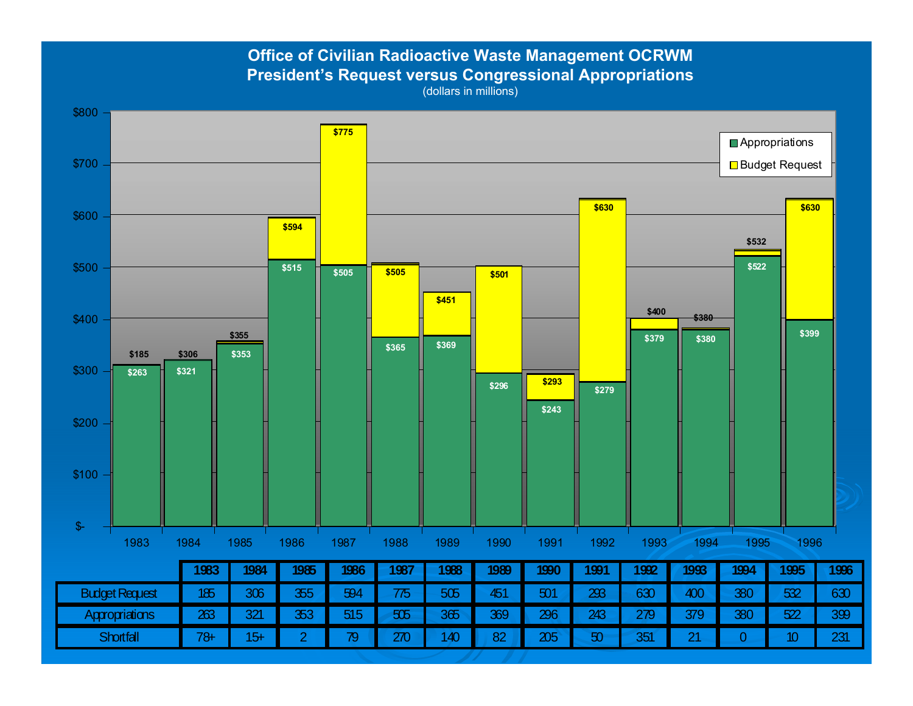# Office of Civilian Radioactive Waste Management OCRWM
## President's Request versus Congressional Appropriations

(dollars in millions)

| | 1983 | 1984 | 1985 | 1986 | 1987 | 1988 | 1989 | 1990 | 1991 | 1992 | 1993 | 1994 | 1995 | 1996 |
|---|---|---|---|---|---|---|---|---|---|---|---|---|---|---|
| Budget Request | 185 | 306 | 355 | 594 | 775 | 505 | 451 | 501 | 293 | 630 | 400 | 380 | 532 | 630 |
| Appropriations | 263 | 321 | 353 | 515 | 505 | 365 | 369 | 296 | 243 | 279 | 379 | 380 | 522 | 399 |
| Shortfall | 78+ | 15+ | 2 | 79 | 270 | 140 | 82 | 205 | 50 | 351 | 21 | 0 | 10 | 231 |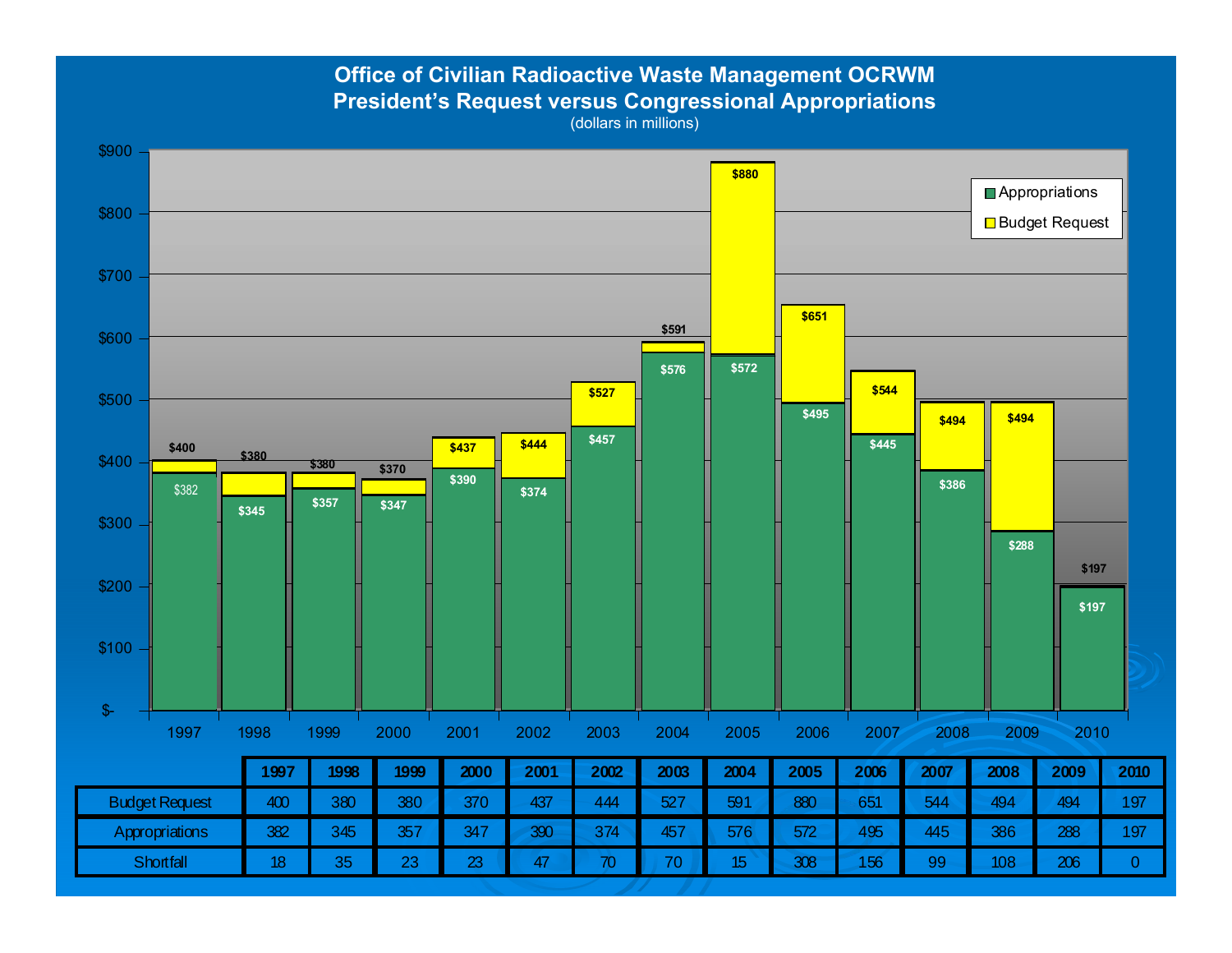# Office of Civilian Radioactive Waste Management OCRWM
## President's Request versus Congressional Appropriations

(dollars in millions)

| | 1997 | 1998 | 1999 | 2000 | 2001 | 2002 | 2003 | 2004 | 2005 | 2006 | 2007 | 2008 | 2009 | 2010 |
|---|---|---|---|---|---|---|---|---|---|---|---|---|---|---|
| Budget Request | 400 | 380 | 380 | 370 | 437 | 444 | 527 | 591 | 880 | 651 | 544 | 494 | 494 | 197 |
| Appropriations | 382 | 345 | 357 | 347 | 390 | 374 | 457 | 576 | 572 | 495 | 445 | 386 | 288 | 197 |
| Shortfall | 18 | 35 | 23 | 23 | 47 | 70 | 70 | 15 | 308 | 156 | 99 | 108 | 206 | 0 |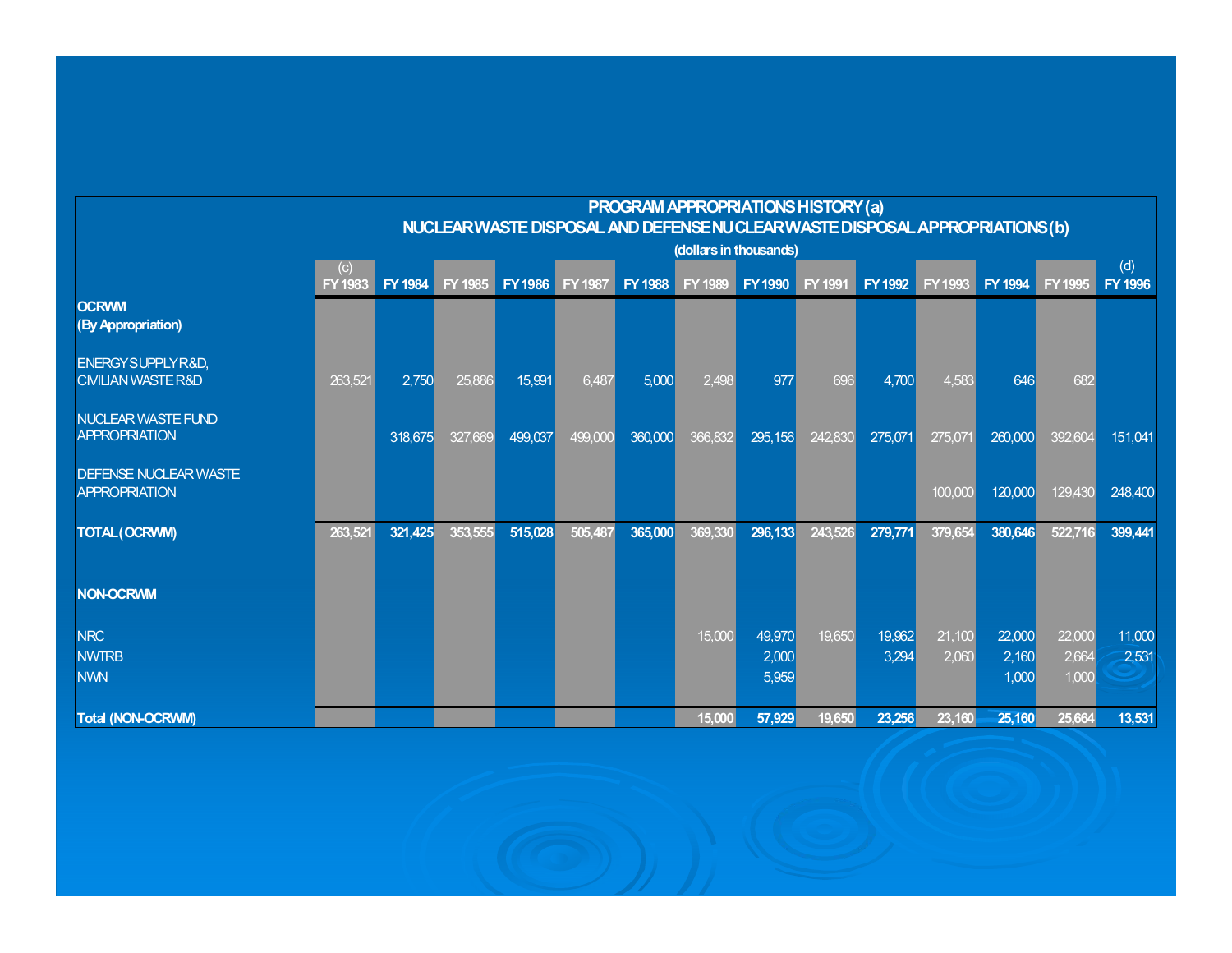## PROGRAM APPROPRIATIONS HISTORY (a)

### NUCLEAR WASTE DISPOSAL AND DEFENSE NUCLEAR WASTE DISPOSAL APPROPRIATIONS (b)

(dollars in thousands)

| | (c) FY 1983 | FY 1984 | FY 1985 | FY 1986 | FY 1987 | FY 1988 | FY 1989 | FY 1990 | FY 1991 | FY 1992 | FY 1993 | FY 1994 | FY 1995 | (d) FY 1996 |
|---|---|---|---|---|---|---|---|---|---|---|---|---|---|---|
| **OCRWM (By Appropriation)** | | | | | | | | | | | | | | |
| ENERGY SUPPLY R&D, CIVILIAN WASTE R&D | 263,521 | 2,750 | 25,886 | 15,991 | 6,487 | 5,000 | 2,498 | 977 | 696 | 4,700 | 4,583 | 646 | 682 | |
| NUCLEAR WASTE FUND APPROPRIATION | | 318,675 | 327,669 | 499,037 | 499,000 | 360,000 | 366,832 | 295,156 | 242,830 | 275,071 | 275,071 | 260,000 | 392,604 | 151,041 |
| DEFENSE NUCLEAR WASTE APPROPRIATION | | | | | | | | | | | 100,000 | 120,000 | 129,430 | 248,400 |
| **TOTAL (OCRWM)** | **263,521** | **321,425** | **353,555** | **515,028** | **505,487** | **365,000** | **369,330** | **296,133** | **243,526** | **279,771** | **379,654** | **380,646** | **522,716** | **399,441** |
| **NON-OCRWM** | | | | | | | | | | | | | | |
| NRC | | | | | | | 15,000 | 49,970 | 19,650 | 19,962 | 21,100 | 22,000 | 22,000 | 11,000 |
| NWTRB | | | | | | | | 2,000 | | 3,294 | 2,060 | 2,160 | 2,664 | 2,531 |
| NWN | | | | | | | | 5,959 | | | | 1,000 | 1,000 | |
| **Total (NON-OCRWM)** | | | | | | | **15,000** | **57,929** | **19,650** | **23,256** | **23,160** | **25,160** | **25,664** | **13,531** |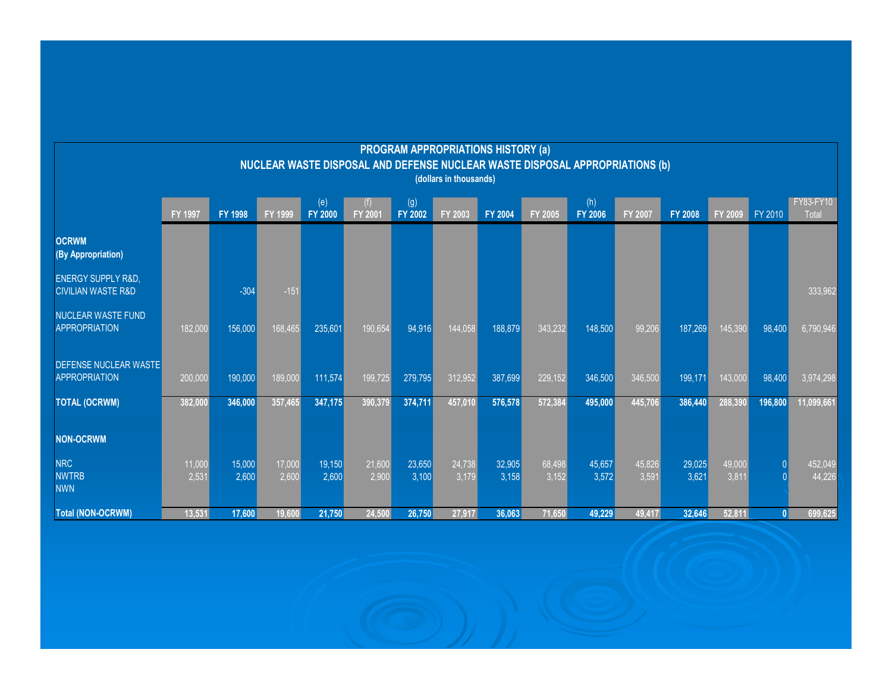## PROGRAM APPROPRIATIONS HISTORY (a)

### NUCLEAR WASTE DISPOSAL AND DEFENSE NUCLEAR WASTE DISPOSAL APPROPRIATIONS (b)

(dollars in thousands)

| | FY 1997 | FY 1998 | FY 1999 | (e) FY 2000 | (f) FY 2001 | (g) FY 2002 | FY 2003 | FY 2004 | FY 2005 | (h) FY 2006 | FY 2007 | FY 2008 | FY 2009 | FY 2010 | FY83-FY10 Total |
|---|---|---|---|---|---|---|---|---|---|---|---|---|---|---|---|
| **OCRWM (By Appropriation)** | | | | | | | | | | | | | | | |
| ENERGY SUPPLY R&D, CIVILIAN WASTE R&D | | -304 | -151 | | | | | | | | | | | | 333,962 |
| NUCLEAR WASTE FUND APPROPRIATION | 182,000 | 156,000 | 168,465 | 235,601 | 190,654 | 94,916 | 144,058 | 188,879 | 343,232 | 148,500 | 99,206 | 187,269 | 145,390 | 98,400 | 6,790,946 |
| DEFENSE NUCLEAR WASTE APPROPRIATION | 200,000 | 190,000 | 189,000 | 111,574 | 199,725 | 279,795 | 312,952 | 387,699 | 229,152 | 346,500 | 346,500 | 199,171 | 143,000 | 98,400 | 3,974,298 |
| **TOTAL (OCRWM)** | **382,000** | **346,000** | **357,465** | **347,175** | **390,379** | **374,711** | **457,010** | **576,578** | **572,384** | **495,000** | **445,706** | **386,440** | **288,390** | **196,800** | **11,099,661** |
| **NON-OCRWM** | | | | | | | | | | | | | | | |
| NRC | 11,000 | 15,000 | 17,000 | 19,150 | 21,600 | 23,650 | 24,738 | 32,905 | 68,498 | 45,657 | 45,826 | 29,025 | 49,000 | 0 | 452,049 |
| NWTRB | 2,531 | 2,600 | 2,600 | 2,600 | 2,900 | 3,100 | 3,179 | 3,158 | 3,152 | 3,572 | 3,591 | 3,621 | 3,811 | 0 | 44,226 |
| NWN | | | | | | | | | | | | | | | |
| **Total (NON-OCRWM)** | **13,531** | **17,600** | **19,600** | **21,750** | **24,500** | **26,750** | **27,917** | **36,063** | **71,650** | **49,229** | **49,417** | **32,646** | **52,811** | **0** | **699,625** |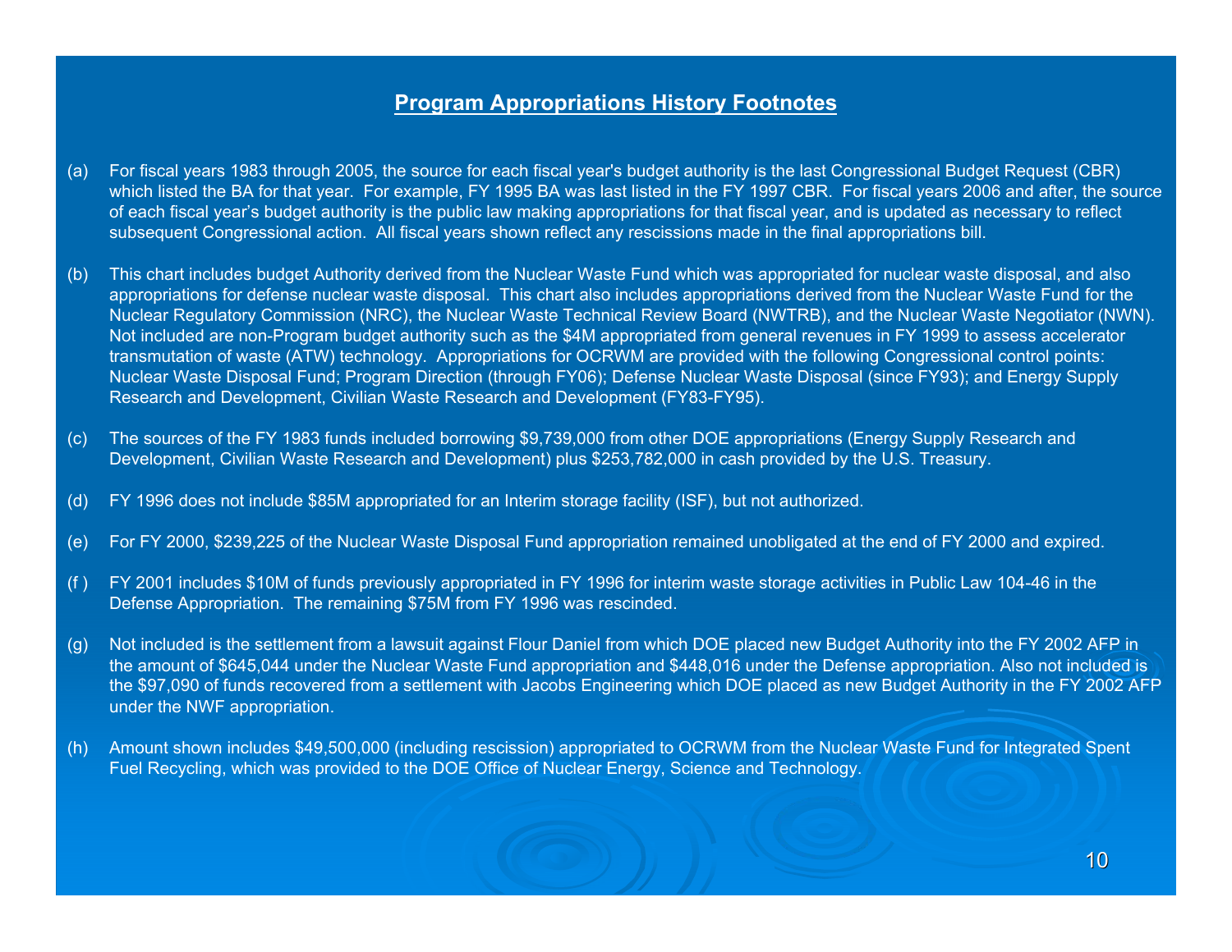# Program Appropriations History Footnotes

(a) For fiscal years 1983 through 2005, the source for each fiscal year's budget authority is the last Congressional Budget Request (CBR) which listed the BA for that year. For example, FY 1995 BA was last listed in the FY 1997 CBR. For fiscal years 2006 and after, the source of each fiscal year's budget authority is the public law making appropriations for that fiscal year, and is updated as necessary to reflect subsequent Congressional action. All fiscal years shown reflect any rescissions made in the final appropriations bill.

(b) This chart includes budget Authority derived from the Nuclear Waste Fund which was appropriated for nuclear waste disposal, and also appropriations for defense nuclear waste disposal. This chart also includes appropriations derived from the Nuclear Waste Fund for the Nuclear Regulatory Commission (NRC), the Nuclear Waste Technical Review Board (NWTRB), and the Nuclear Waste Negotiator (NWN). Not included are non-Program budget authority such as the $4M appropriated from general revenues in FY 1999 to assess accelerator transmutation of waste (ATW) technology. Appropriations for OCRWM are provided with the following Congressional control points: Nuclear Waste Disposal Fund; Program Direction (through FY06); Defense Nuclear Waste Disposal (since FY93); and Energy Supply Research and Development, Civilian Waste Research and Development (FY83-FY95).

(c) The sources of the FY 1983 funds included borrowing $9,739,000 from other DOE appropriations (Energy Supply Research and Development, Civilian Waste Research and Development) plus $253,782,000 in cash provided by the U.S. Treasury.

(d) FY 1996 does not include $85M appropriated for an Interim storage facility (ISF), but not authorized.

(e) For FY 2000, $239,225 of the Nuclear Waste Disposal Fund appropriation remained unobligated at the end of FY 2000 and expired.

(f ) FY 2001 includes $10M of funds previously appropriated in FY 1996 for interim waste storage activities in Public Law 104-46 in the Defense Appropriation. The remaining $75M from FY 1996 was rescinded.

(g) Not included is the settlement from a lawsuit against Flour Daniel from which DOE placed new Budget Authority into the FY 2002 AFP in the amount of $645,044 under the Nuclear Waste Fund appropriation and $448,016 under the Defense appropriation. Also not included is the $97,090 of funds recovered from a settlement with Jacobs Engineering which DOE placed as new Budget Authority in the FY 2002 AFP under the NWF appropriation.

(h) Amount shown includes $49,500,000 (including rescission) appropriated to OCRWM from the Nuclear Waste Fund for Integrated Spent Fuel Recycling, which was provided to the DOE Office of Nuclear Energy, Science and Technology.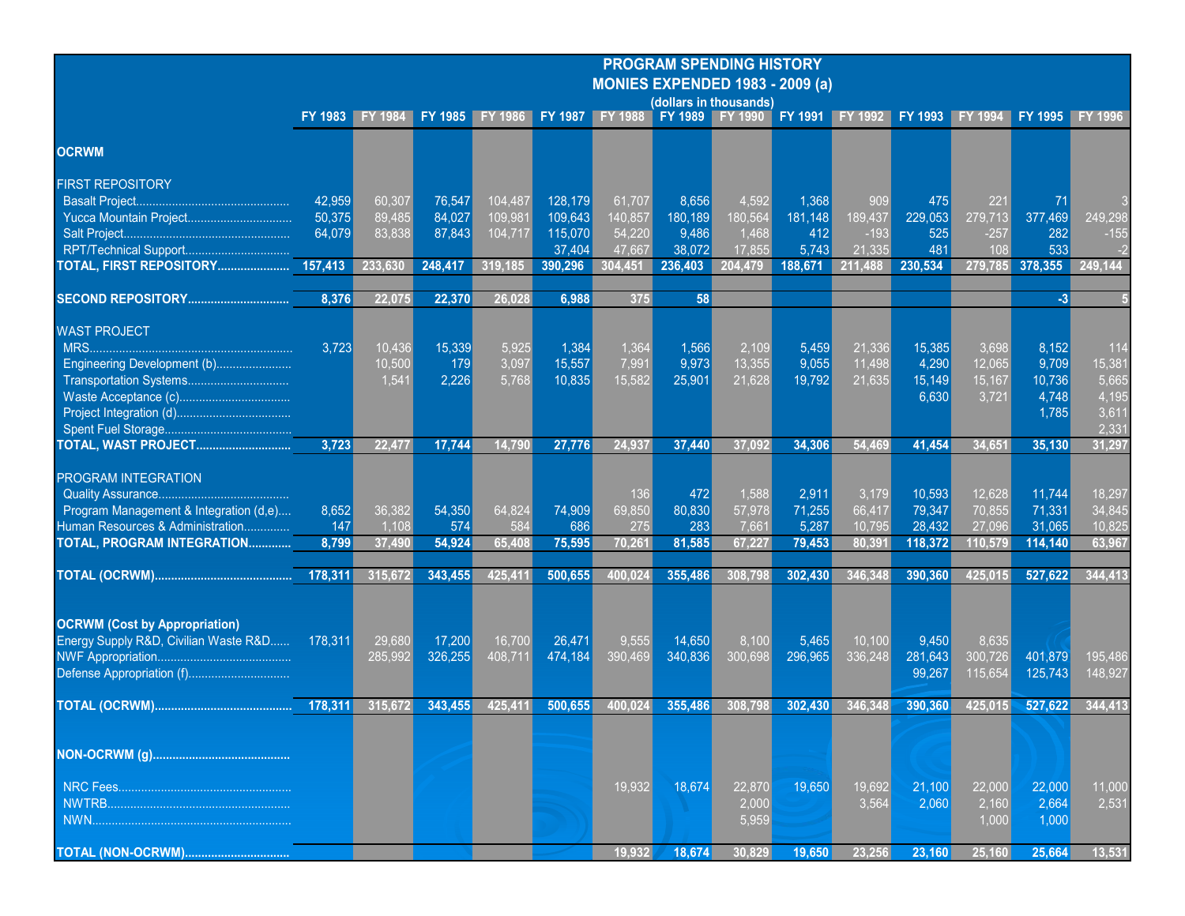# PROGRAM SPENDING HISTORY
## MONIES EXPENDED 1983 - 2009 (a)
(dollars in thousands)

| | FY 1983 | FY 1984 | FY 1985 | FY 1986 | FY 1987 | FY 1988 | FY 1989 | FY 1990 | FY 1991 | FY 1992 | FY 1993 | FY 1994 | FY 1995 | FY 1996 |
|---|---|---|---|---|---|---|---|---|---|---|---|---|---|---|
| **OCRWM** | | | | | | | | | | | | | | |
| FIRST REPOSITORY | | | | | | | | | | | | | | |
| Basalt Project | 42,959 | 60,307 | 76,547 | 104,487 | 128,179 | 61,707 | 8,656 | 4,592 | 1,368 | 909 | 475 | 221 | 71 | 3 |
| Yucca Mountain Project | 50,375 | 89,485 | 84,027 | 109,981 | 109,643 | 140,857 | 180,189 | 180,564 | 181,148 | 189,437 | 229,053 | 279,713 | 377,469 | 249,298 |
| Salt Project | 64,079 | 83,838 | 87,843 | 104,717 | 115,070 | 54,220 | 9,486 | 1,468 | 412 | -193 | 525 | -257 | 282 | -155 |
| RPT/Technical Support | | | | | 37,404 | 47,667 | 38,072 | 17,855 | 5,743 | 21,335 | 481 | 108 | 533 | -2 |
| **TOTAL, FIRST REPOSITORY** | **157,413** | **233,630** | **248,417** | **319,185** | **390,296** | **304,451** | **236,403** | **204,479** | **188,671** | **211,488** | **230,534** | **279,785** | **378,355** | **249,144** |
| **SECOND REPOSITORY** | **8,376** | **22,075** | **22,370** | **26,028** | **6,988** | **375** | **58** | | | | | | **-3** | **5** |
| WAST PROJECT | | | | | | | | | | | | | | |
| MRS | 3,723 | 10,436 | 15,339 | 5,925 | 1,384 | 1,364 | 1,566 | 2,109 | 5,459 | 21,336 | 15,385 | 3,698 | 8,152 | 114 |
| Engineering Development (b) | | 10,500 | 179 | 3,097 | 15,557 | 7,991 | 9,973 | 13,355 | 9,055 | 11,498 | 4,290 | 12,065 | 9,709 | 15,381 |
| Transportation Systems | | 1,541 | 2,226 | 5,768 | 10,835 | 15,582 | 25,901 | 21,628 | 19,792 | 21,635 | 15,149 | 15,167 | 10,736 | 5,665 |
| Waste Acceptance (c) | | | | | | | | | | | 6,630 | 3,721 | 4,748 | 4,195 |
| Project Integration (d) | | | | | | | | | | | | | 1,785 | 3,611 |
| Spent Fuel Storage | | | | | | | | | | | | | | 2,331 |
| **TOTAL, WAST PROJECT** | **3,723** | **22,477** | **17,744** | **14,790** | **27,776** | **24,937** | **37,440** | **37,092** | **34,306** | **54,469** | **41,454** | **34,651** | **35,130** | **31,297** |
| PROGRAM INTEGRATION | | | | | | | | | | | | | | |
| Quality Assurance | | | | | | 136 | 472 | 1,588 | 2,911 | 3,179 | 10,593 | 12,628 | 11,744 | 18,297 |
| Program Management & Integration (d,e) | 8,652 | 36,382 | 54,350 | 64,824 | 74,909 | 69,850 | 80,830 | 57,978 | 71,255 | 66,417 | 79,347 | 70,855 | 71,331 | 34,845 |
| Human Resources & Administration | 147 | 1,108 | 574 | 584 | 686 | 275 | 283 | 7,661 | 5,287 | 10,795 | 28,432 | 27,096 | 31,065 | 10,825 |
| **TOTAL, PROGRAM INTEGRATION** | **8,799** | **37,490** | **54,924** | **65,408** | **75,595** | **70,261** | **81,585** | **67,227** | **79,453** | **80,391** | **118,372** | **110,579** | **114,140** | **63,967** |
| **TOTAL (OCRWM)** | **178,311** | **315,672** | **343,455** | **425,411** | **500,655** | **400,024** | **355,486** | **308,798** | **302,430** | **346,348** | **390,360** | **425,015** | **527,622** | **344,413** |
| **OCRWM (Cost by Appropriation)** | | | | | | | | | | | | | | |
| Energy Supply R&D, Civilian Waste R&D | 178,311 | 29,680 | 17,200 | 16,700 | 26,471 | 9,555 | 14,650 | 8,100 | 5,465 | 10,100 | 9,450 | 8,635 | | |
| NWF Appropriation | | 285,992 | 326,255 | 408,711 | 474,184 | 390,469 | 340,836 | 300,698 | 296,965 | 336,248 | 281,643 | 300,726 | 401,879 | 195,486 |
| Defense Appropriation (f) | | | | | | | | | | | 99,267 | 115,654 | 125,743 | 148,927 |
| **TOTAL (OCRWM)** | **178,311** | **315,672** | **343,455** | **425,411** | **500,655** | **400,024** | **355,486** | **308,798** | **302,430** | **346,348** | **390,360** | **425,015** | **527,622** | **344,413** |
| **NON-OCRWM (g)** | | | | | | | | | | | | | | |
| NRC Fees | | | | | | 19,932 | 18,674 | 22,870 | 19,650 | 19,692 | 21,100 | 22,000 | 22,000 | 11,000 |
| NWTRB | | | | | | | | 2,000 | | 3,564 | 2,060 | 2,160 | 2,664 | 2,531 |
| NWN | | | | | | | | 5,959 | | | | 1,000 | 1,000 | |
| **TOTAL (NON-OCRWM)** | | | | | | **19,932** | **18,674** | **30,829** | **19,650** | **23,256** | **23,160** | **25,160** | **25,664** | **13,531** |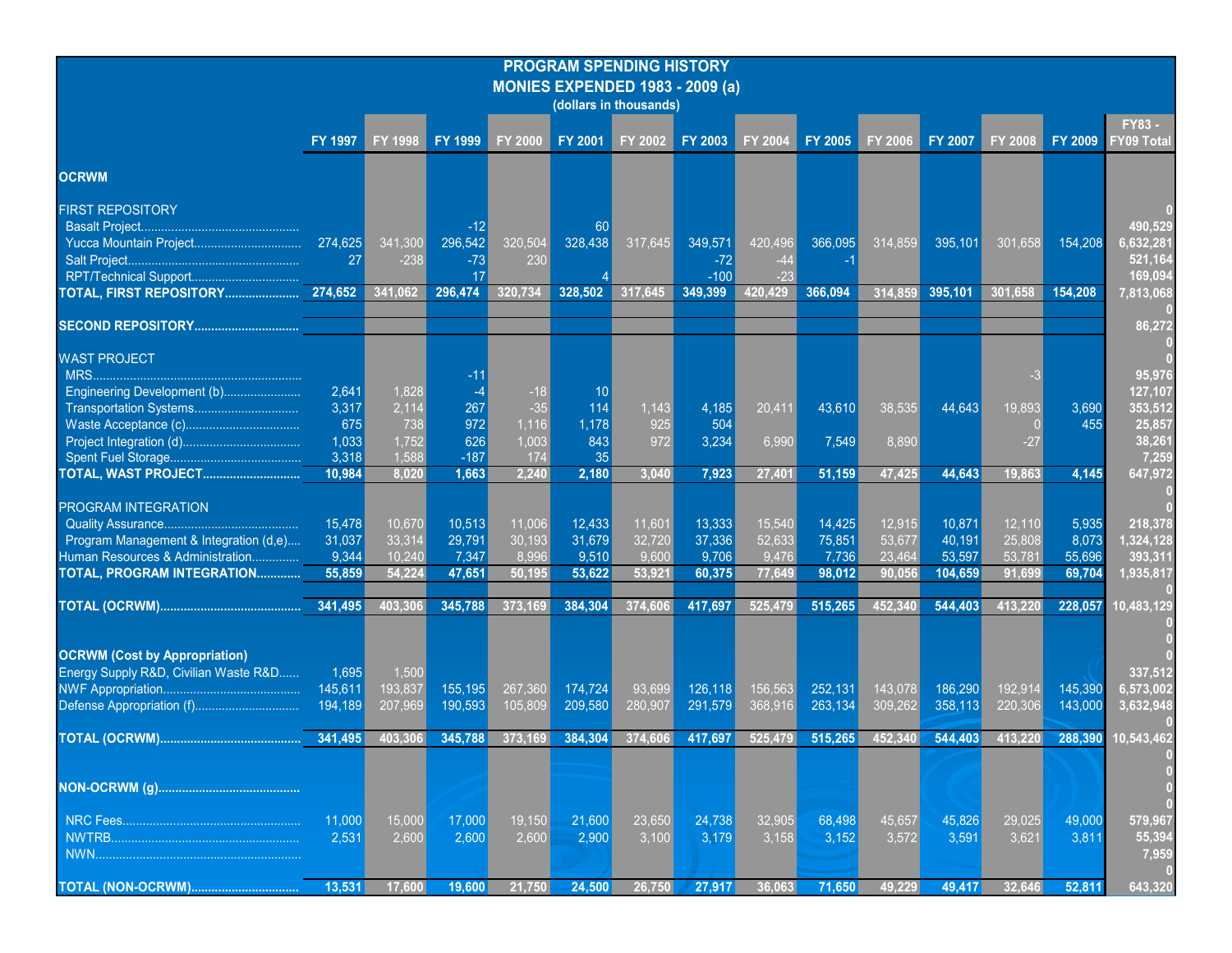# PROGRAM SPENDING HISTORY
## MONIES EXPENDED 1983 - 2009 (a)
(dollars in thousands)

| | FY 1997 | FY 1998 | FY 1999 | FY 2000 | FY 2001 | FY 2002 | FY 2003 | FY 2004 | FY 2005 | FY 2006 | FY 2007 | FY 2008 | FY 2009 | FY83 - FY09 Total |
|---|---|---|---|---|---|---|---|---|---|---|---|---|---|---|
| **OCRWM** | | | | | | | | | | | | | | |
| FIRST REPOSITORY | | | | | | | | | | | | | | **0** |
| Basalt Project.............................................. | | | -12 | | 60 | | | | | | | | | **490,529** |
| Yucca Mountain Project............................... | 274,625 | 341,300 | 296,542 | 320,504 | 328,438 | 317,645 | 349,571 | 420,496 | 366,095 | 314,859 | 395,101 | 301,658 | 154,208 | **6,632,281** |
| Salt Project.................................................. | 27 | -238 | -73 | 230 | | | -72 | -44 | -1 | | | | | **521,164** |
| RPT/Technical Support................................ | | | 17 | | 4 | | -100 | -23 | | | | | | **169,094** |
| **TOTAL, FIRST REPOSITORY....................** | **274,652** | **341,062** | **296,474** | **320,734** | **328,502** | **317,645** | **349,399** | **420,429** | **366,094** | **314,859** | **395,101** | **301,658** | **154,208** | **7,813,068** |
| | | | | | | | | | | | | | | **0** |
| **SECOND REPOSITORY..............................** | | | | | | | | | | | | | | **86,272** |
| | | | | | | | | | | | | | | **0** |
| WAST PROJECT | | | | | | | | | | | | | | **0** |
| MRS............................................................ | | | -11 | | | | | | | | | -3 | | **95,976** |
| Engineering Development (b)...................... | 2,641 | 1,828 | -4 | -18 | 10 | | | | | | | | | **127,107** |
| Transportation Systems.............................. | 3,317 | 2,114 | 267 | -35 | 114 | 1,143 | 4,185 | 20,411 | 43,610 | 38,535 | 44,643 | 19,893 | 3,690 | **353,512** |
| Waste Acceptance (c)................................. | 675 | 738 | 972 | 1,116 | 1,178 | 925 | 504 | | | | | 0 | 455 | **25,857** |
| Project Integration (d)................................. | 1,033 | 1,752 | 626 | 1,003 | 843 | 972 | 3,234 | 6,990 | 7,549 | 8,890 | | -27 | | **38,261** |
| Spent Fuel Storage...................................... | 3,318 | 1,588 | -187 | 174 | 35 | | | | | | | | | **7,259** |
| **TOTAL, WAST PROJECT............................** | **10,984** | **8,020** | **1,663** | **2,240** | **2,180** | **3,040** | **7,923** | **27,401** | **51,159** | **47,425** | **44,643** | **19,863** | **4,145** | **647,972** |
| | | | | | | | | | | | | | | **0** |
| PROGRAM INTEGRATION | | | | | | | | | | | | | | **0** |
| Quality Assurance....................................... | 15,478 | 10,670 | 10,513 | 11,006 | 12,433 | 11,601 | 13,333 | 15,540 | 14,425 | 12,915 | 10,871 | 12,110 | 5,935 | **218,378** |
| Program Management & Integration (d,e).... | 31,037 | 33,314 | 29,791 | 30,193 | 31,679 | 32,720 | 37,336 | 52,633 | 75,851 | 53,677 | 40,191 | 25,808 | 8,073 | **1,324,128** |
| Human Resources & Administration............. | 9,344 | 10,240 | 7,347 | 8,996 | 9,510 | 9,600 | 9,706 | 9,476 | 7,736 | 23,464 | 53,597 | 53,781 | 55,696 | **393,311** |
| **TOTAL, PROGRAM INTEGRATION............** | **55,859** | **54,224** | **47,651** | **50,195** | **53,622** | **53,921** | **60,375** | **77,649** | **98,012** | **90,056** | **104,659** | **91,699** | **69,704** | **1,935,817** |
| | | | | | | | | | | | | | | **0** |
| **TOTAL (OCRWM).........................................** | **341,495** | **403,306** | **345,788** | **373,169** | **384,304** | **374,606** | **417,697** | **525,479** | **515,265** | **452,340** | **544,403** | **413,220** | **228,057** | **10,483,129** |
| | | | | | | | | | | | | | | **0** |
| | | | | | | | | | | | | | | **0** |
| **OCRWM (Cost by Appropriation)** | | | | | | | | | | | | | | **0** |
| Energy Supply R&D, Civilian Waste R&D...... | 1,695 | 1,500 | | | | | | | | | | | | **337,512** |
| NWF Appropriation........................................ | 145,611 | 193,837 | 155,195 | 267,360 | 174,724 | 93,699 | 126,118 | 156,563 | 252,131 | 143,078 | 186,290 | 192,914 | 145,390 | **6,573,002** |
| Defense Appropriation (f).............................. | 194,189 | 207,969 | 190,593 | 105,809 | 209,580 | 280,907 | 291,579 | 368,916 | 263,134 | 309,262 | 358,113 | 220,306 | 143,000 | **3,632,948** |
| | | | | | | | | | | | | | | **0** |
| **TOTAL (OCRWM).........................................** | **341,495** | **403,306** | **345,788** | **373,169** | **384,304** | **374,606** | **417,697** | **525,479** | **515,265** | **452,340** | **544,403** | **413,220** | **288,390** | **10,543,462** |
| | | | | | | | | | | | | | | **0** |
| | | | | | | | | | | | | | | **0** |
| **NON-OCRWM (g).........................................** | | | | | | | | | | | | | | **0** |
| | | | | | | | | | | | | | | **0** |
| | | | | | | | | | | | | | | **0** |
| NRC Fees.................................................... | 11,000 | 15,000 | 17,000 | 19,150 | 21,600 | 23,650 | 24,738 | 32,905 | 68,498 | 45,657 | 45,826 | 29,025 | 49,000 | **579,967** |
| NWTRB....................................................... | 2,531 | 2,600 | 2,600 | 2,600 | 2,900 | 3,100 | 3,179 | 3,158 | 3,152 | 3,572 | 3,591 | 3,621 | 3,811 | **55,394** |
| NWN............................................................ | | | | | | | | | | | | | | **7,959** |
| | | | | | | | | | | | | | | **0** |
| **TOTAL (NON-OCRWM)................................** | **13,531** | **17,600** | **19,600** | **21,750** | **24,500** | **26,750** | **27,917** | **36,063** | **71,650** | **49,229** | **49,417** | **32,646** | **52,811** | **643,320** |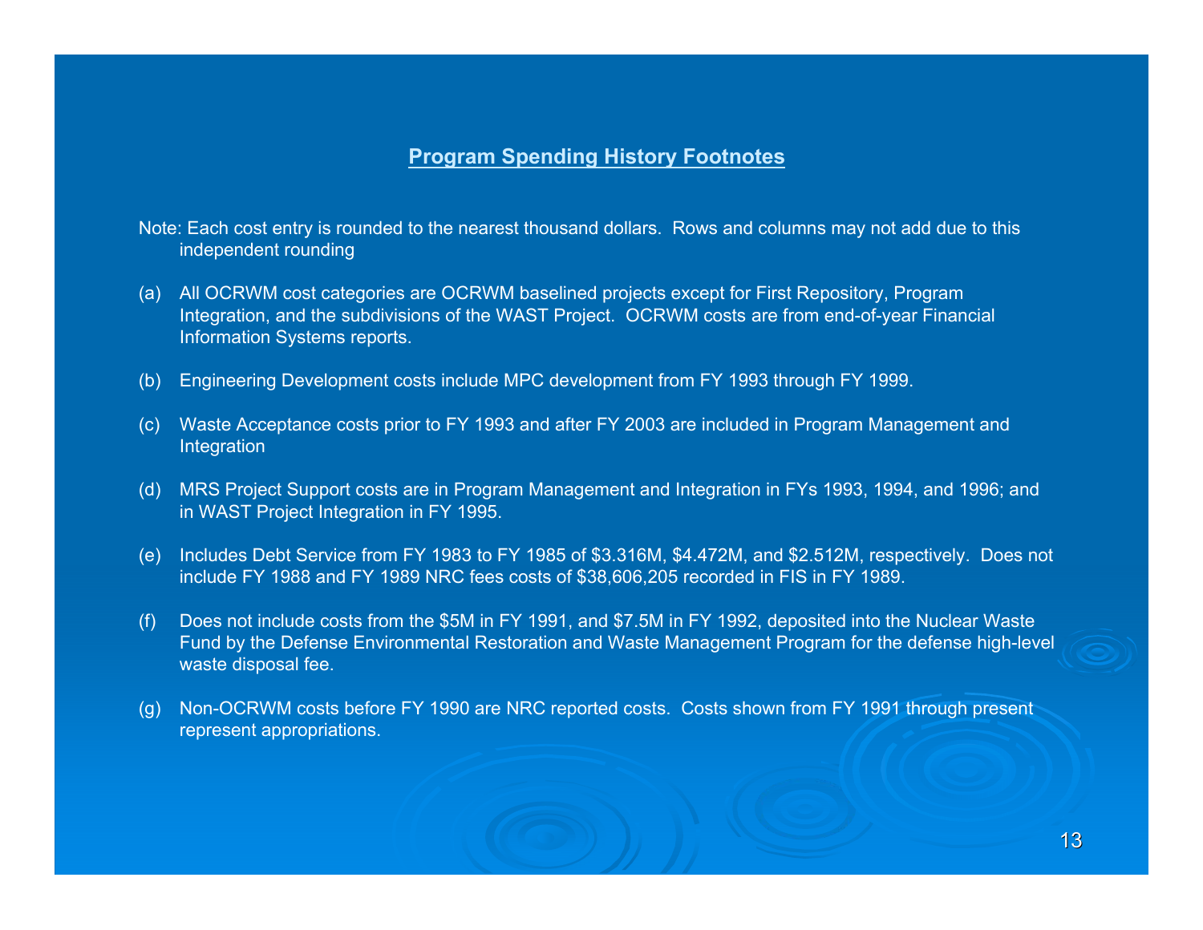## Program Spending History Footnotes

Note: Each cost entry is rounded to the nearest thousand dollars. Rows and columns may not add due to this independent rounding

(a) All OCRWM cost categories are OCRWM baselined projects except for First Repository, Program Integration, and the subdivisions of the WAST Project. OCRWM costs are from end-of-year Financial Information Systems reports.

(b) Engineering Development costs include MPC development from FY 1993 through FY 1999.

(c) Waste Acceptance costs prior to FY 1993 and after FY 2003 are included in Program Management and Integration

(d) MRS Project Support costs are in Program Management and Integration in FYs 1993, 1994, and 1996; and in WAST Project Integration in FY 1995.

(e) Includes Debt Service from FY 1983 to FY 1985 of $3.316M, $4.472M, and $2.512M, respectively. Does not include FY 1988 and FY 1989 NRC fees costs of $38,606,205 recorded in FIS in FY 1989.

(f) Does not include costs from the $5M in FY 1991, and $7.5M in FY 1992, deposited into the Nuclear Waste Fund by the Defense Environmental Restoration and Waste Management Program for the defense high-level waste disposal fee.

(g) Non-OCRWM costs before FY 1990 are NRC reported costs. Costs shown from FY 1991 through present represent appropriations.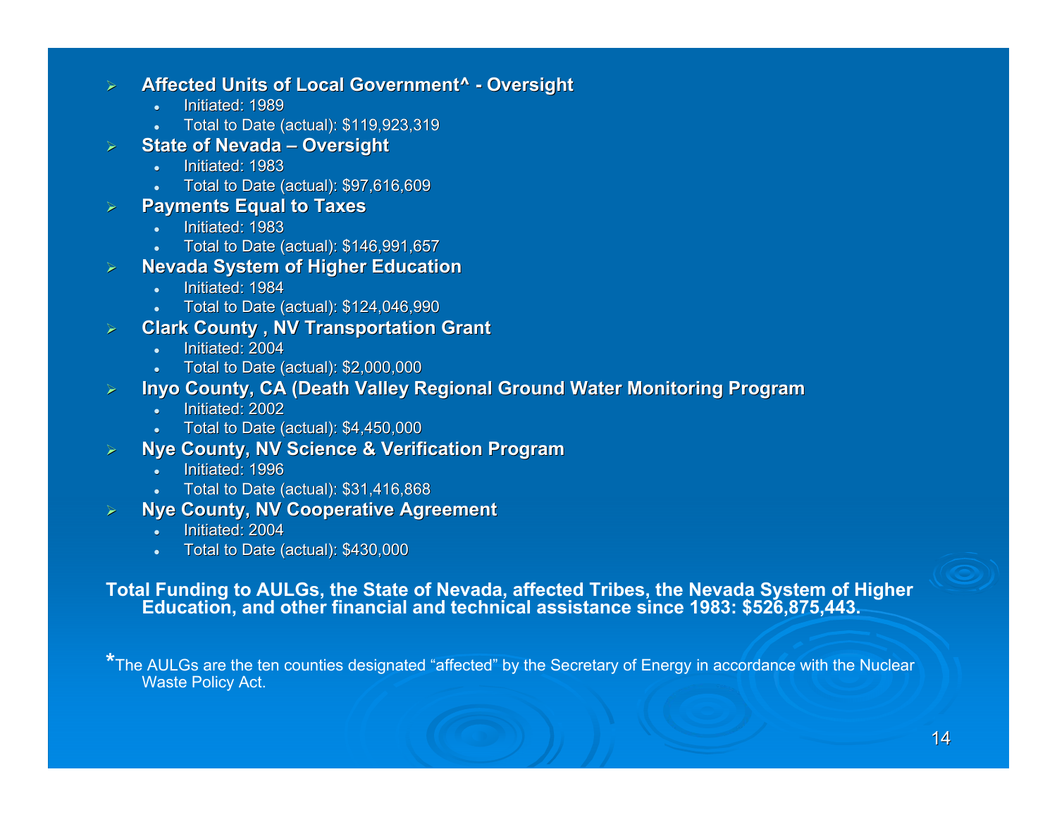- **Affected Units of Local Government^ - Oversight**
  - Initiated: 1989
  - Total to Date (actual): $119,923,319
- **State of Nevada – Oversight**
  - Initiated: 1983
  - Total to Date (actual): $97,616,609
- **Payments Equal to Taxes**
  - Initiated: 1983
  - Total to Date (actual): $146,991,657
- **Nevada System of Higher Education**
  - Initiated: 1984
  - Total to Date (actual): $124,046,990
- **Clark County , NV Transportation Grant**
  - Initiated: 2004
  - Total to Date (actual): $2,000,000
- **Inyo County, CA (Death Valley Regional Ground Water Monitoring Program**
  - Initiated: 2002
  - Total to Date (actual): $4,450,000
- **Nye County, NV Science & Verification Program**
  - Initiated: 1996
  - Total to Date (actual): $31,416,868
- **Nye County, NV Cooperative Agreement**
  - Initiated: 2004
  - Total to Date (actual): $430,000

**Total Funding to AULGs, the State of Nevada, affected Tribes, the Nevada System of Higher Education, and other financial and technical assistance since 1983: $526,875,443.**

*The AULGs are the ten counties designated "affected" by the Secretary of Energy in accordance with the Nuclear Waste Policy Act.